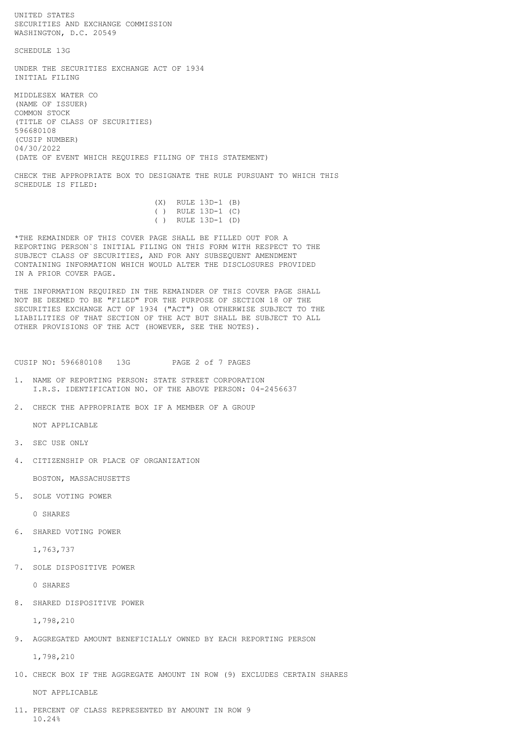UNITED STATES
SECURITIES AND EXCHANGE COMMISSION
WASHINGTON, D.C. 20549

SCHEDULE 13G

UNDER THE SECURITIES EXCHANGE ACT OF 1934
INITIAL FILING

MIDDLESEX WATER CO
(NAME OF ISSUER)
COMMON STOCK
(TITLE OF CLASS OF SECURITIES)
596680108
(CUSIP NUMBER)
04/30/2022
(DATE OF EVENT WHICH REQUIRES FILING OF THIS STATEMENT)

CHECK THE APPROPRIATE BOX TO DESIGNATE THE RULE PURSUANT TO WHICH THIS SCHEDULE IS FILED:

(X) RULE 13D-1 (B)
( ) RULE 13D-1 (C)
( ) RULE 13D-1 (D)

*THE REMAINDER OF THIS COVER PAGE SHALL BE FILLED OUT FOR A REPORTING PERSON`S INITIAL FILING ON THIS FORM WITH RESPECT TO THE SUBJECT CLASS OF SECURITIES, AND FOR ANY SUBSEQUENT AMENDMENT CONTAINING INFORMATION WHICH WOULD ALTER THE DISCLOSURES PROVIDED IN A PRIOR COVER PAGE.

THE INFORMATION REQUIRED IN THE REMAINDER OF THIS COVER PAGE SHALL NOT BE DEEMED TO BE "FILED" FOR THE PURPOSE OF SECTION 18 OF THE SECURITIES EXCHANGE ACT OF 1934 ("ACT") OR OTHERWISE SUBJECT TO THE LIABILITIES OF THAT SECTION OF THE ACT BUT SHALL BE SUBJECT TO ALL OTHER PROVISIONS OF THE ACT (HOWEVER, SEE THE NOTES).

CUSIP NO: 596680108 13G

1. NAME OF REPORTING PERSON: STATE STREET CORPORATION
   I.R.S. IDENTIFICATION NO. OF THE ABOVE PERSON: 04-2456637

2. CHECK THE APPROPRIATE BOX IF A MEMBER OF A GROUP

   NOT APPLICABLE

3. SEC USE ONLY

4. CITIZENSHIP OR PLACE OF ORGANIZATION

   BOSTON, MASSACHUSETTS

5. SOLE VOTING POWER

   0 SHARES

6. SHARED VOTING POWER

   1,763,737

7. SOLE DISPOSITIVE POWER

   0 SHARES

8. SHARED DISPOSITIVE POWER

   1,798,210

9. AGGREGATED AMOUNT BENEFICIALLY OWNED BY EACH REPORTING PERSON

   1,798,210

10. CHECK BOX IF THE AGGREGATE AMOUNT IN ROW (9) EXCLUDES CERTAIN SHARES

    NOT APPLICABLE

11. PERCENT OF CLASS REPRESENTED BY AMOUNT IN ROW 9
    10.24%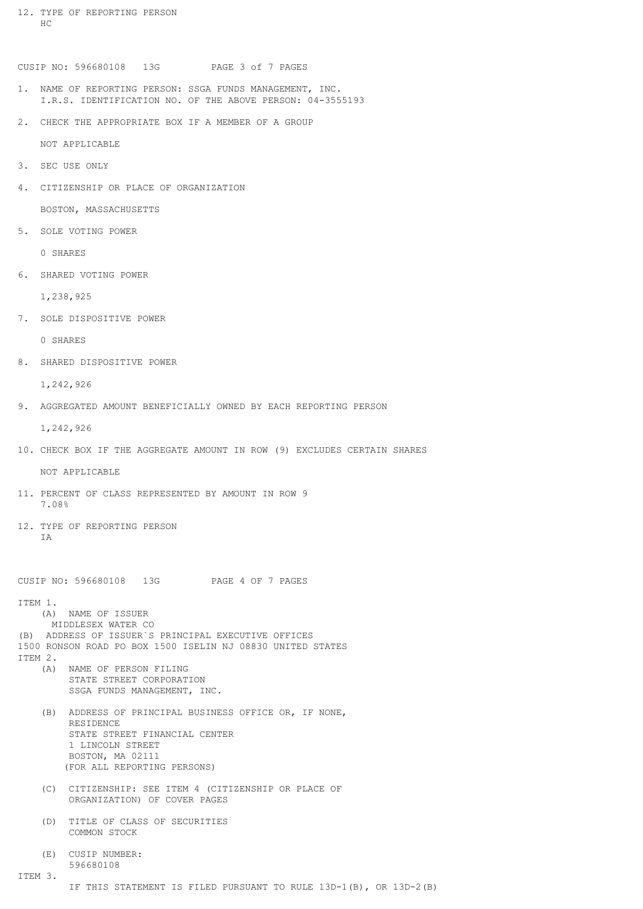12. TYPE OF REPORTING PERSON
    HC

CUSIP NO: 596680108   13G

1. NAME OF REPORTING PERSON: SSGA FUNDS MANAGEMENT, INC.
   I.R.S. IDENTIFICATION NO. OF THE ABOVE PERSON: 04-3555193

2. CHECK THE APPROPRIATE BOX IF A MEMBER OF A GROUP

   NOT APPLICABLE

3. SEC USE ONLY

4. CITIZENSHIP OR PLACE OF ORGANIZATION

   BOSTON, MASSACHUSETTS

5. SOLE VOTING POWER

   0 SHARES

6. SHARED VOTING POWER

   1,238,925

7. SOLE DISPOSITIVE POWER

   0 SHARES

8. SHARED DISPOSITIVE POWER

   1,242,926

9. AGGREGATED AMOUNT BENEFICIALLY OWNED BY EACH REPORTING PERSON

   1,242,926

10. CHECK BOX IF THE AGGREGATE AMOUNT IN ROW (9) EXCLUDES CERTAIN SHARES

    NOT APPLICABLE

11. PERCENT OF CLASS REPRESENTED BY AMOUNT IN ROW 9
    7.08%

12. TYPE OF REPORTING PERSON
    IA

CUSIP NO: 596680108   13G

ITEM 1.
   (A) NAME OF ISSUER
      MIDDLESEX WATER CO
(B) ADDRESS OF ISSUER`S PRINCIPAL EXECUTIVE OFFICES
1500 RONSON ROAD PO BOX 1500 ISELIN NJ 08830 UNITED STATES

ITEM 2.
   (A) NAME OF PERSON FILING
       STATE STREET CORPORATION
       SSGA FUNDS MANAGEMENT, INC.

   (B) ADDRESS OF PRINCIPAL BUSINESS OFFICE OR, IF NONE, RESIDENCE
       STATE STREET FINANCIAL CENTER
       1 LINCOLN STREET
       BOSTON, MA 02111
       (FOR ALL REPORTING PERSONS)

   (C) CITIZENSHIP: SEE ITEM 4 (CITIZENSHIP OR PLACE OF ORGANIZATION) OF COVER PAGES

   (D) TITLE OF CLASS OF SECURITIES
       COMMON STOCK

   (E) CUSIP NUMBER:
       596680108

ITEM 3.
       IF THIS STATEMENT IS FILED PURSUANT TO RULE 13D-1(B), OR 13D-2(B)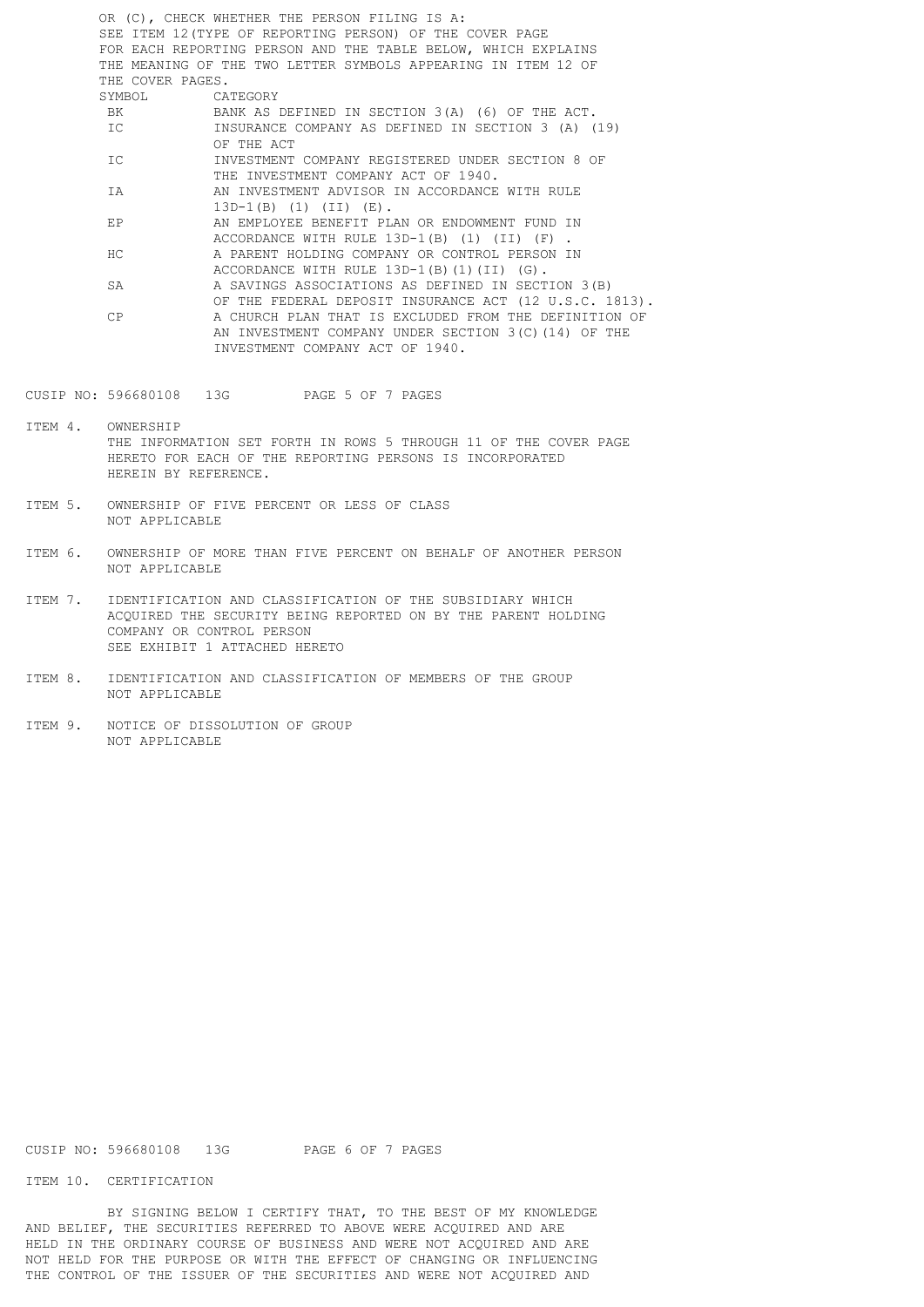OR (C), CHECK WHETHER THE PERSON FILING IS A:
SEE ITEM 12(TYPE OF REPORTING PERSON) OF THE COVER PAGE FOR EACH REPORTING PERSON AND THE TABLE BELOW, WHICH EXPLAINS THE MEANING OF THE TWO LETTER SYMBOLS APPEARING IN ITEM 12 OF THE COVER PAGES.

| SYMBOL | CATEGORY |
| --- | --- |
| BK | BANK AS DEFINED IN SECTION 3(A) (6) OF THE ACT. |
| IC | INSURANCE COMPANY AS DEFINED IN SECTION 3 (A) (19) OF THE ACT |
| IC | INVESTMENT COMPANY REGISTERED UNDER SECTION 8 OF THE INVESTMENT COMPANY ACT OF 1940. |
| IA | AN INVESTMENT ADVISOR IN ACCORDANCE WITH RULE 13D-1(B) (1) (II) (E). |
| EP | AN EMPLOYEE BENEFIT PLAN OR ENDOWMENT FUND IN ACCORDANCE WITH RULE 13D-1(B) (1) (II) (F) . |
| HC | A PARENT HOLDING COMPANY OR CONTROL PERSON IN ACCORDANCE WITH RULE 13D-1(B)(1)(II) (G). |
| SA | A SAVINGS ASSOCIATIONS AS DEFINED IN SECTION 3(B) OF THE FEDERAL DEPOSIT INSURANCE ACT (12 U.S.C. 1813). |
| CP | A CHURCH PLAN THAT IS EXCLUDED FROM THE DEFINITION OF AN INVESTMENT COMPANY UNDER SECTION 3(C)(14) OF THE INVESTMENT COMPANY ACT OF 1940. |

CUSIP NO: 596680108 13G PAGE 5 OF 7 PAGES

ITEM 4. OWNERSHIP
THE INFORMATION SET FORTH IN ROWS 5 THROUGH 11 OF THE COVER PAGE HERETO FOR EACH OF THE REPORTING PERSONS IS INCORPORATED HEREIN BY REFERENCE.

ITEM 5. OWNERSHIP OF FIVE PERCENT OR LESS OF CLASS
NOT APPLICABLE

ITEM 6. OWNERSHIP OF MORE THAN FIVE PERCENT ON BEHALF OF ANOTHER PERSON
NOT APPLICABLE

ITEM 7. IDENTIFICATION AND CLASSIFICATION OF THE SUBSIDIARY WHICH ACQUIRED THE SECURITY BEING REPORTED ON BY THE PARENT HOLDING COMPANY OR CONTROL PERSON
SEE EXHIBIT 1 ATTACHED HERETO

ITEM 8. IDENTIFICATION AND CLASSIFICATION OF MEMBERS OF THE GROUP
NOT APPLICABLE

ITEM 9. NOTICE OF DISSOLUTION OF GROUP
NOT APPLICABLE

CUSIP NO: 596680108 13G PAGE 6 OF 7 PAGES

ITEM 10. CERTIFICATION

BY SIGNING BELOW I CERTIFY THAT, TO THE BEST OF MY KNOWLEDGE AND BELIEF, THE SECURITIES REFERRED TO ABOVE WERE ACQUIRED AND ARE HELD IN THE ORDINARY COURSE OF BUSINESS AND WERE NOT ACQUIRED AND ARE NOT HELD FOR THE PURPOSE OR WITH THE EFFECT OF CHANGING OR INFLUENCING THE CONTROL OF THE ISSUER OF THE SECURITIES AND WERE NOT ACQUIRED AND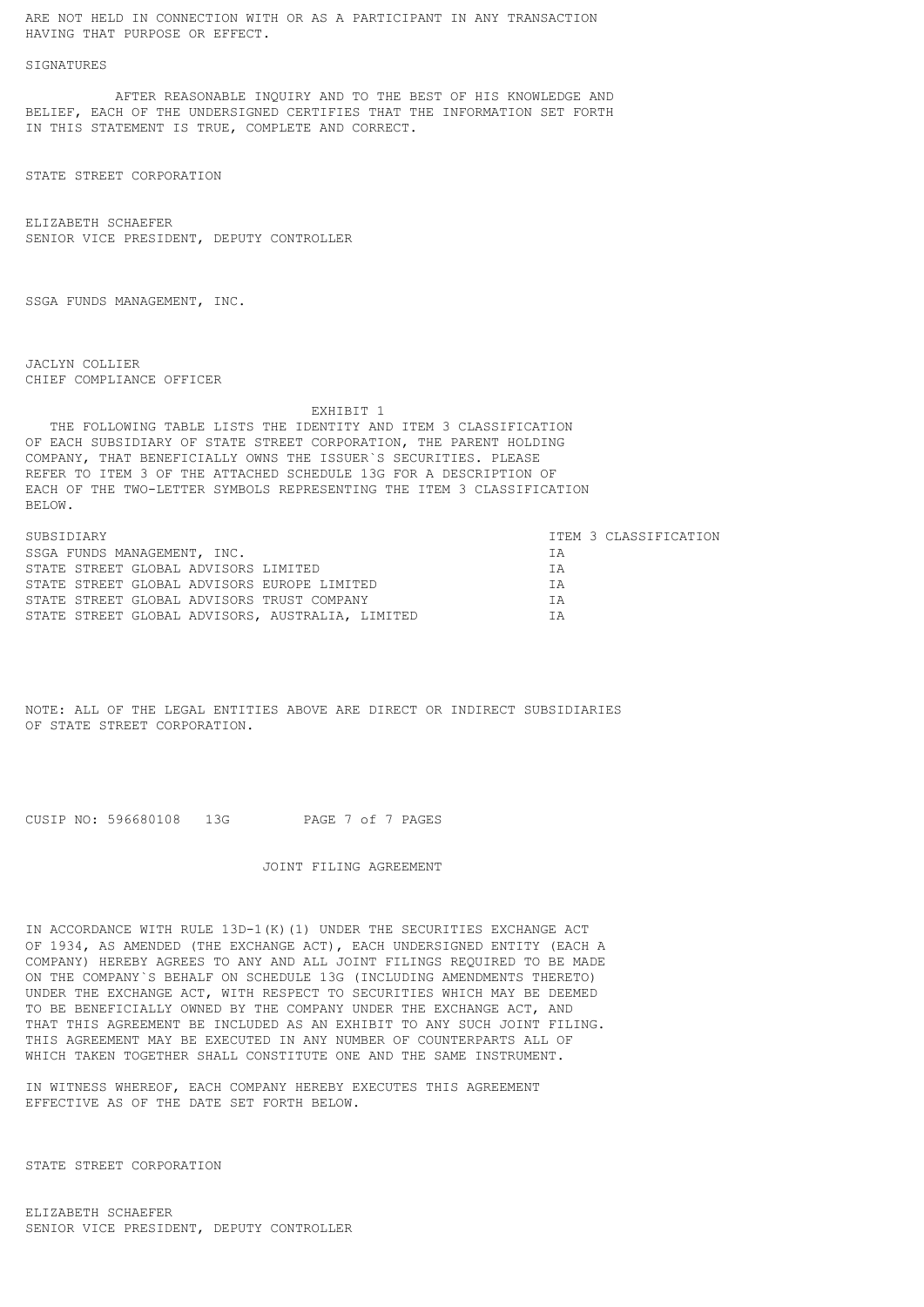ARE NOT HELD IN CONNECTION WITH OR AS A PARTICIPANT IN ANY TRANSACTION HAVING THAT PURPOSE OR EFFECT.

SIGNATURES

AFTER REASONABLE INQUIRY AND TO THE BEST OF HIS KNOWLEDGE AND BELIEF, EACH OF THE UNDERSIGNED CERTIFIES THAT THE INFORMATION SET FORTH IN THIS STATEMENT IS TRUE, COMPLETE AND CORRECT.

STATE STREET CORPORATION

ELIZABETH SCHAEFER
SENIOR VICE PRESIDENT, DEPUTY CONTROLLER

SSGA FUNDS MANAGEMENT, INC.

JACLYN COLLIER
CHIEF COMPLIANCE OFFICER

EXHIBIT 1

THE FOLLOWING TABLE LISTS THE IDENTITY AND ITEM 3 CLASSIFICATION OF EACH SUBSIDIARY OF STATE STREET CORPORATION, THE PARENT HOLDING COMPANY, THAT BENEFICIALLY OWNS THE ISSUER`S SECURITIES. PLEASE REFER TO ITEM 3 OF THE ATTACHED SCHEDULE 13G FOR A DESCRIPTION OF EACH OF THE TWO-LETTER SYMBOLS REPRESENTING THE ITEM 3 CLASSIFICATION BELOW.

| SUBSIDIARY | ITEM 3 CLASSIFICATION |
|---|---|
| SSGA FUNDS MANAGEMENT, INC. | IA |
| STATE STREET GLOBAL ADVISORS LIMITED | IA |
| STATE STREET GLOBAL ADVISORS EUROPE LIMITED | IA |
| STATE STREET GLOBAL ADVISORS TRUST COMPANY | IA |
| STATE STREET GLOBAL ADVISORS, AUSTRALIA, LIMITED | IA |

NOTE: ALL OF THE LEGAL ENTITIES ABOVE ARE DIRECT OR INDIRECT SUBSIDIARIES OF STATE STREET CORPORATION.

CUSIP NO: 596680108 13G

JOINT FILING AGREEMENT

IN ACCORDANCE WITH RULE 13D-1(K)(1) UNDER THE SECURITIES EXCHANGE ACT OF 1934, AS AMENDED (THE EXCHANGE ACT), EACH UNDERSIGNED ENTITY (EACH A COMPANY) HEREBY AGREES TO ANY AND ALL JOINT FILINGS REQUIRED TO BE MADE ON THE COMPANY`S BEHALF ON SCHEDULE 13G (INCLUDING AMENDMENTS THERETO) UNDER THE EXCHANGE ACT, WITH RESPECT TO SECURITIES WHICH MAY BE DEEMED TO BE BENEFICIALLY OWNED BY THE COMPANY UNDER THE EXCHANGE ACT, AND THAT THIS AGREEMENT BE INCLUDED AS AN EXHIBIT TO ANY SUCH JOINT FILING. THIS AGREEMENT MAY BE EXECUTED IN ANY NUMBER OF COUNTERPARTS ALL OF WHICH TAKEN TOGETHER SHALL CONSTITUTE ONE AND THE SAME INSTRUMENT.

IN WITNESS WHEREOF, EACH COMPANY HEREBY EXECUTES THIS AGREEMENT EFFECTIVE AS OF THE DATE SET FORTH BELOW.

STATE STREET CORPORATION

ELIZABETH SCHAEFER
SENIOR VICE PRESIDENT, DEPUTY CONTROLLER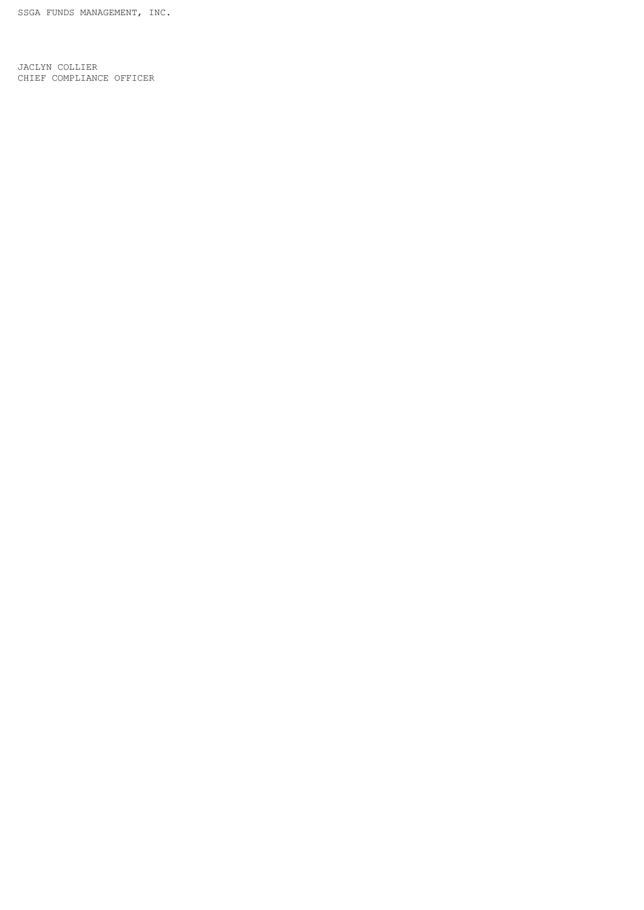SSGA FUNDS MANAGEMENT, INC.

JACLYN COLLIER
CHIEF COMPLIANCE OFFICER